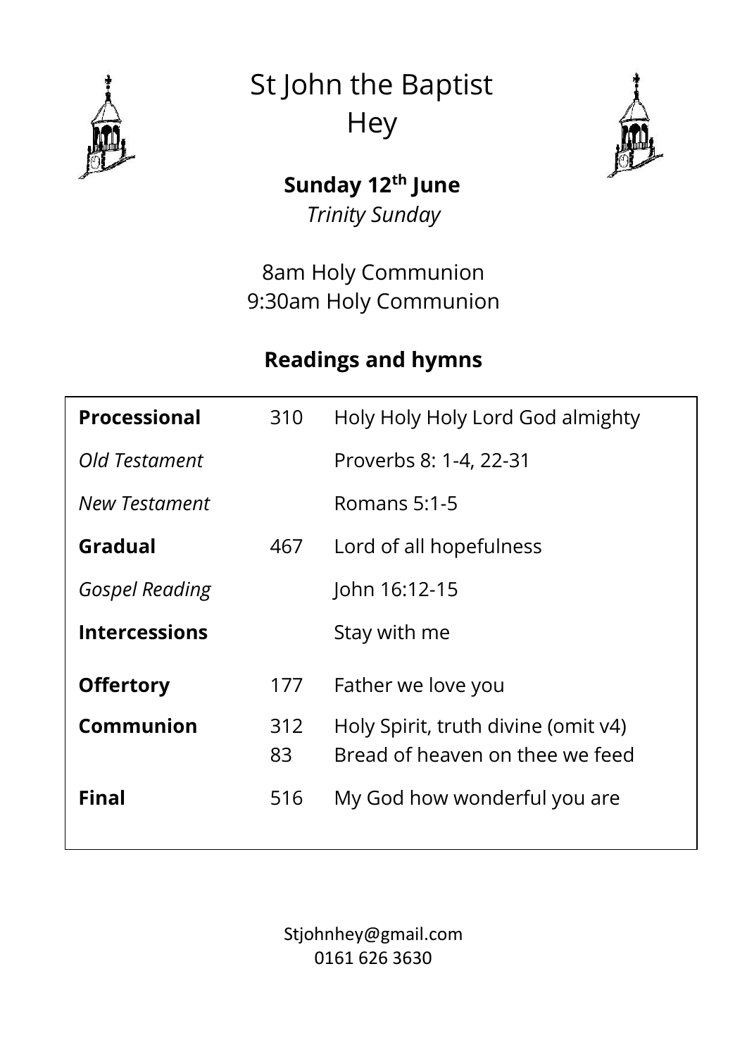# St John the Baptist
# Hey

**Sunday 12th June**

*Trinity Sunday*

8am Holy Communion
9:30am Holy Communion

## Readings and hymns

| | | |
|---|---|---|
| **Processional** | 310 | Holy Holy Holy Lord God almighty |
| *Old Testament* | | Proverbs 8: 1-4, 22-31 |
| *New Testament* | | Romans 5:1-5 |
| **Gradual** | 467 | Lord of all hopefulness |
| *Gospel Reading* | | John 16:12-15 |
| **Intercessions** | | Stay with me |
| **Offertory** | 177 | Father we love you |
| **Communion** | 312<br>83 | Holy Spirit, truth divine (omit v4)<br>Bread of heaven on thee we feed |
| **Final** | 516 | My God how wonderful you are |

Stjohnhey@gmail.com
0161 626 3630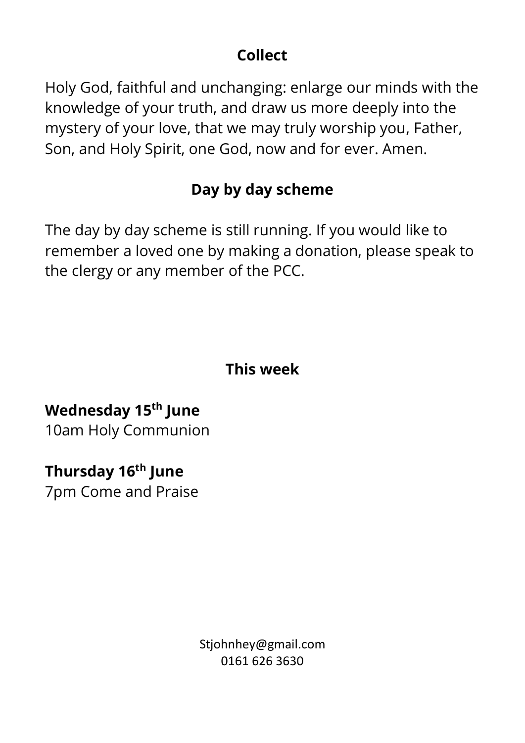## Collect

Holy God, faithful and unchanging: enlarge our minds with the knowledge of your truth, and draw us more deeply into the mystery of your love, that we may truly worship you, Father, Son, and Holy Spirit, one God, now and for ever. Amen.

## Day by day scheme

The day by day scheme is still running. If you would like to remember a loved one by making a donation, please speak to the clergy or any member of the PCC.

## This week

**Wednesday 15th June**
10am Holy Communion

**Thursday 16th June**
7pm Come and Praise

Stjohnhey@gmail.com
0161 626 3630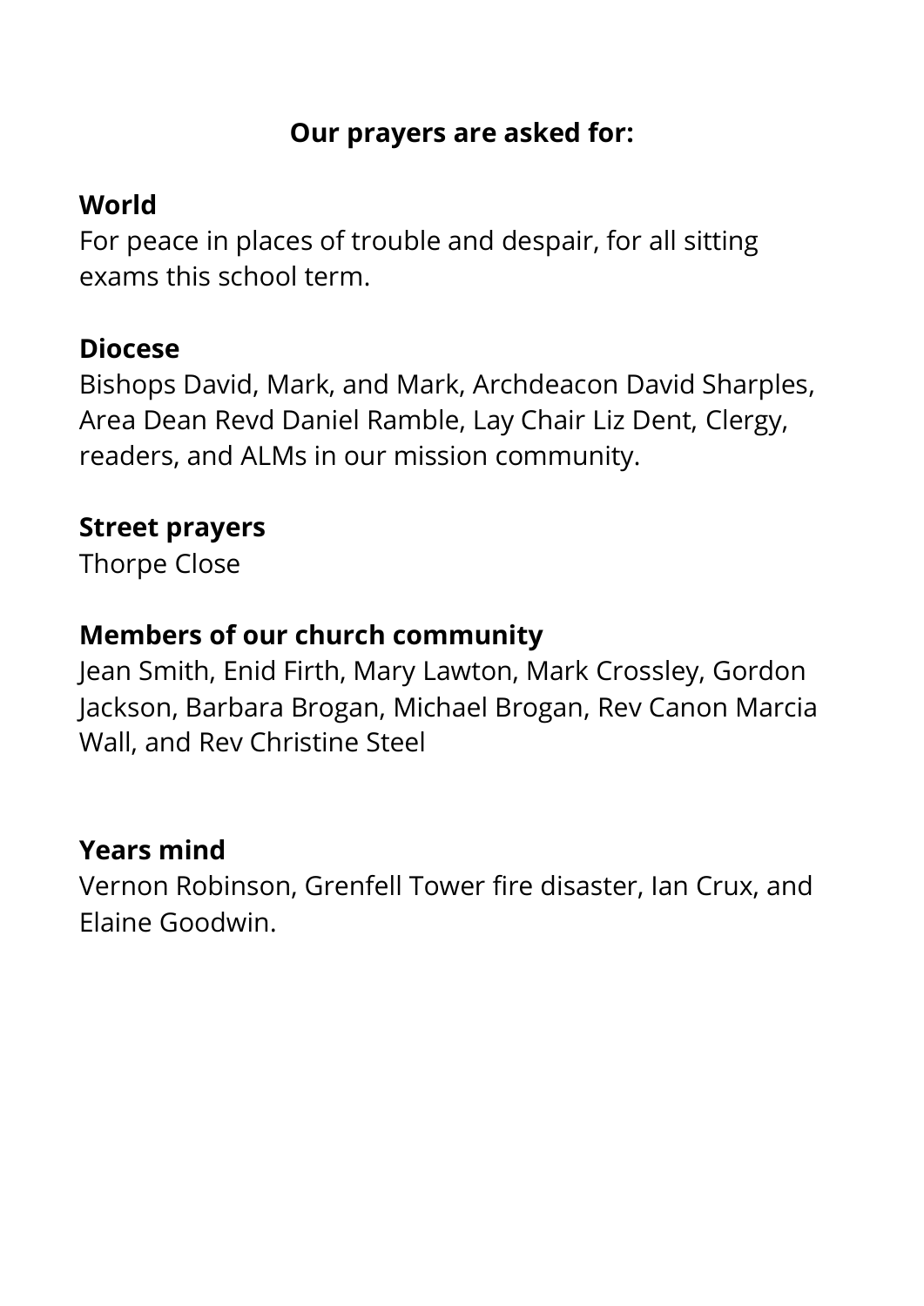**Our prayers are asked for:**

**World**

For peace in places of trouble and despair, for all sitting exams this school term.

**Diocese**

Bishops David, Mark, and Mark, Archdeacon David Sharples, Area Dean Revd Daniel Ramble, Lay Chair Liz Dent, Clergy, readers, and ALMs in our mission community.

**Street prayers**

Thorpe Close

**Members of our church community**

Jean Smith, Enid Firth, Mary Lawton, Mark Crossley, Gordon Jackson, Barbara Brogan, Michael Brogan, Rev Canon Marcia Wall, and Rev Christine Steel

**Years mind**

Vernon Robinson, Grenfell Tower fire disaster, Ian Crux, and Elaine Goodwin.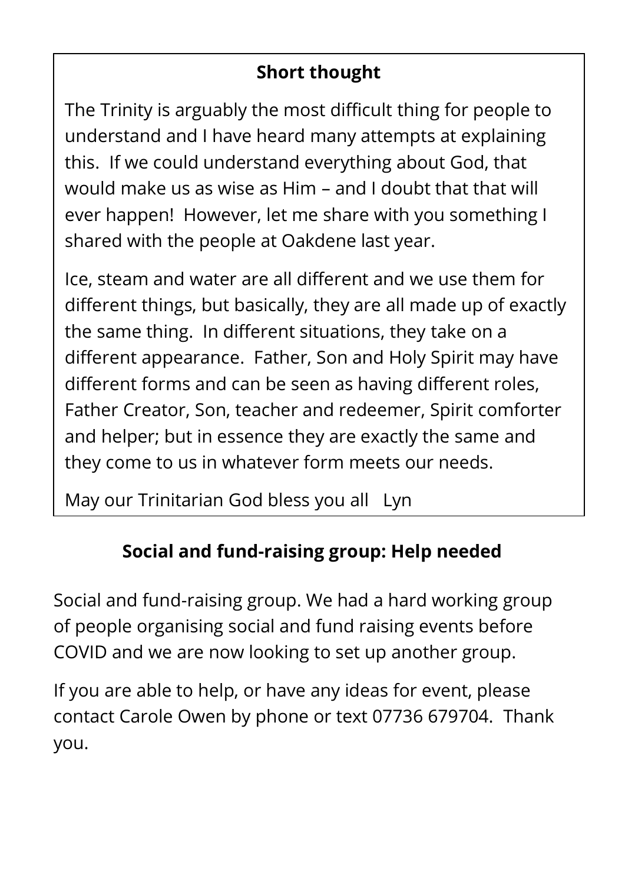## Short thought

The Trinity is arguably the most difficult thing for people to understand and I have heard many attempts at explaining this. If we could understand everything about God, that would make us as wise as Him – and I doubt that that will ever happen! However, let me share with you something I shared with the people at Oakdene last year.

Ice, steam and water are all different and we use them for different things, but basically, they are all made up of exactly the same thing. In different situations, they take on a different appearance. Father, Son and Holy Spirit may have different forms and can be seen as having different roles, Father Creator, Son, teacher and redeemer, Spirit comforter and helper; but in essence they are exactly the same and they come to us in whatever form meets our needs.

May our Trinitarian God bless you all   Lyn

## Social and fund-raising group: Help needed

Social and fund-raising group. We had a hard working group of people organising social and fund raising events before COVID and we are now looking to set up another group.

If you are able to help, or have any ideas for event, please contact Carole Owen by phone or text 07736 679704. Thank you.